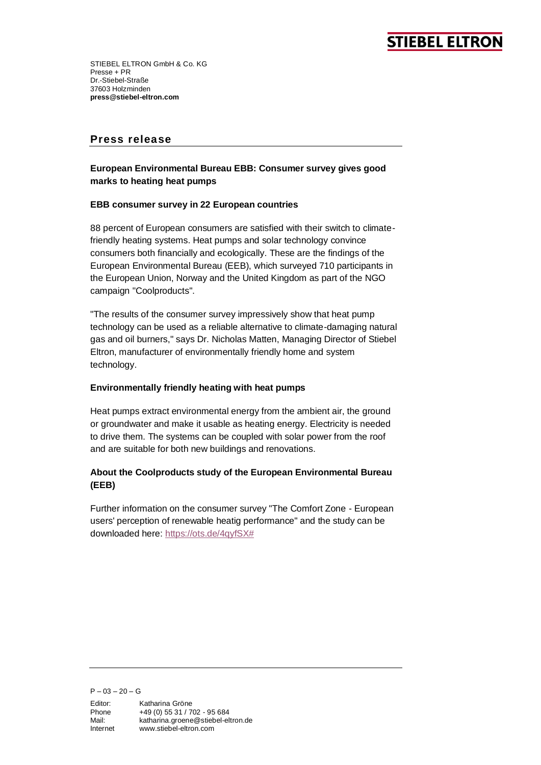**STIEBEL ELTRON**

STIEBEL ELTRON GmbH & Co. KG
Presse + PR
Dr.-Stiebel-Straße
37603 Holzminden
**press@stiebel-eltron.com**

## Press release

### European Environmental Bureau EBB: Consumer survey gives good marks to heating heat pumps

#### EBB consumer survey in 22 European countries

88 percent of European consumers are satisfied with their switch to climate-friendly heating systems. Heat pumps and solar technology convince consumers both financially and ecologically. These are the findings of the European Environmental Bureau (EEB), which surveyed 710 participants in the European Union, Norway and the United Kingdom as part of the NGO campaign "Coolproducts".

"The results of the consumer survey impressively show that heat pump technology can be used as a reliable alternative to climate-damaging natural gas and oil burners," says Dr. Nicholas Matten, Managing Director of Stiebel Eltron, manufacturer of environmentally friendly home and system technology.

#### Environmentally friendly heating with heat pumps

Heat pumps extract environmental energy from the ambient air, the ground or groundwater and make it usable as heating energy. Electricity is needed to drive them. The systems can be coupled with solar power from the roof and are suitable for both new buildings and renovations.

#### About the Coolproducts study of the European Environmental Bureau (EEB)

Further information on the consumer survey "The Comfort Zone - European users' perception of renewable heatig performance" and the study can be downloaded here: https://ots.de/4qyfSX#

P – 03 – 20 – G

Editor: Katharina Gröne
Phone +49 (0) 55 31 / 702 - 95 684
Mail: katharina.groene@stiebel-eltron.de
Internet www.stiebel-eltron.com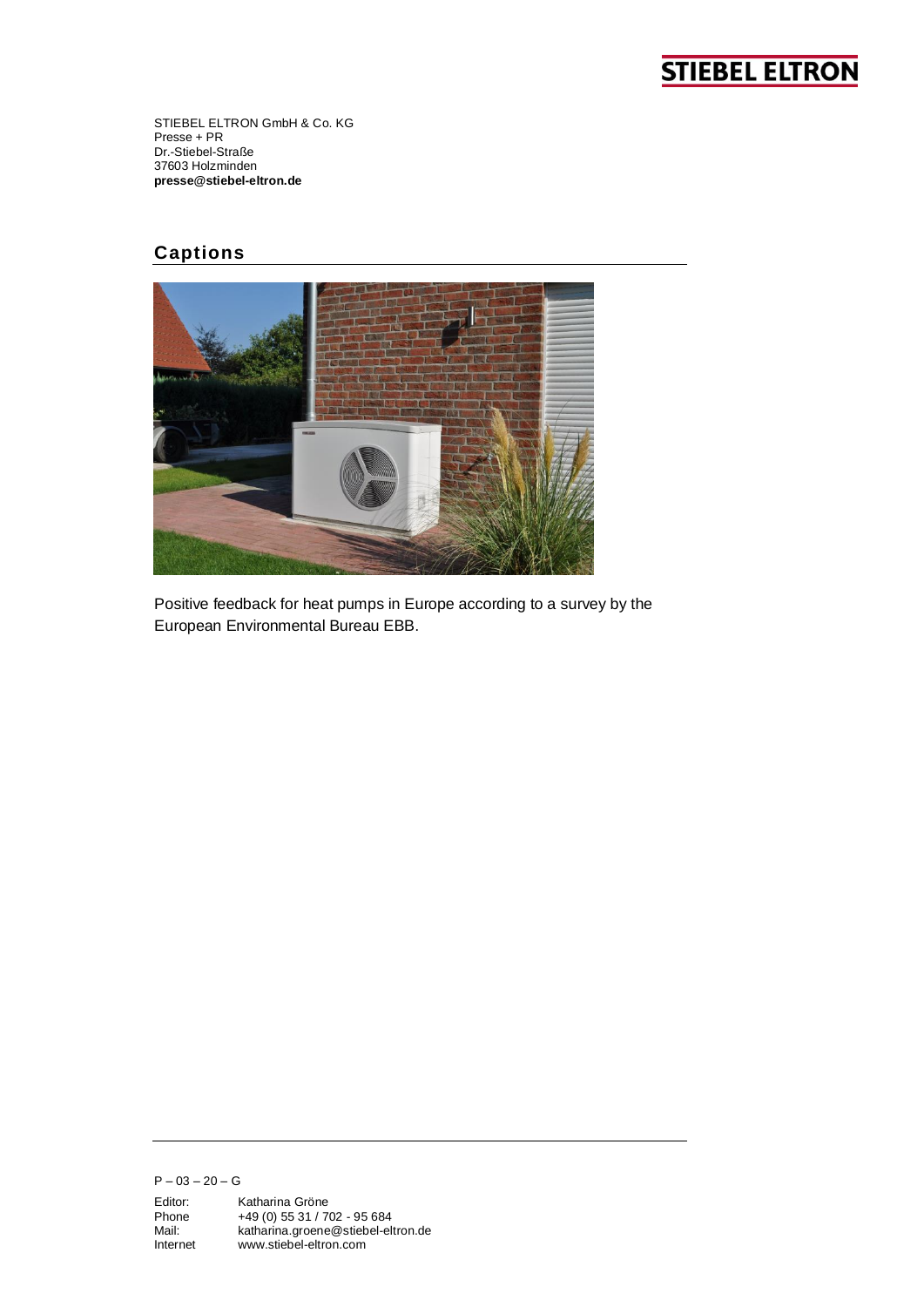STIEBEL ELTRON GmbH & Co. KG
Presse + PR
Dr.-Stiebel-Straße
37603 Holzminden
**presse@stiebel-eltron.de**

## Captions

Positive feedback for heat pumps in Europe according to a survey by the European Environmental Bureau EBB.

P – 03 – 20 – G

Editor: Katharina Gröne
Phone +49 (0) 55 31 / 702 - 95 684
Mail: katharina.groene@stiebel-eltron.de
Internet www.stiebel-eltron.com